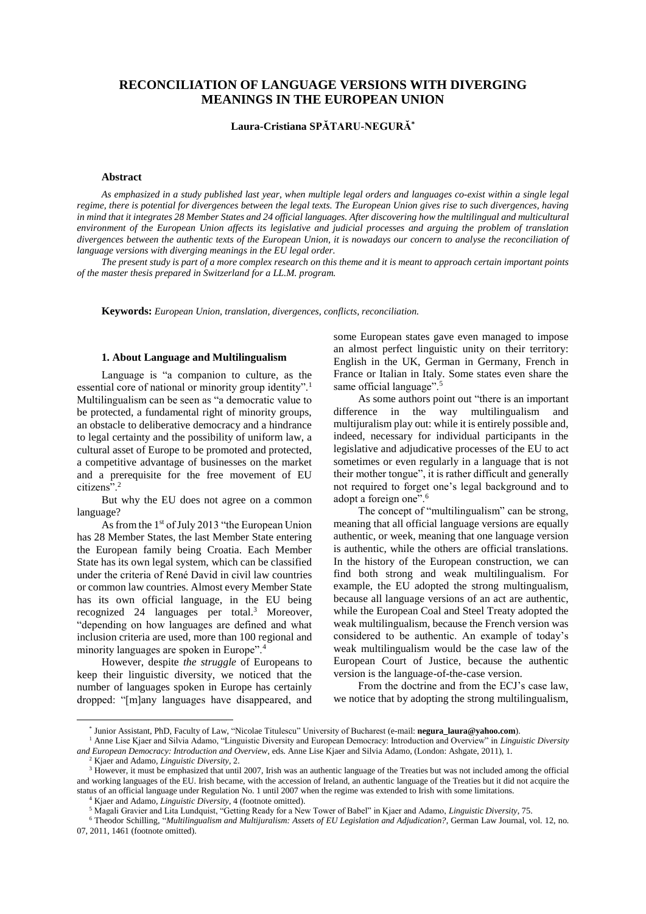# RECONCILIATION OF LANGUAGE VERSIONS WITH DIVERGING MEANINGS IN THE EUROPEAN UNION

**Laura-Cristiana SPĂTARU-NEGURĂ***

### Abstract

*As emphasized in a study published last year, when multiple legal orders and languages co-exist within a single legal regime, there is potential for divergences between the legal texts. The European Union gives rise to such divergences, having in mind that it integrates 28 Member States and 24 official languages. After discovering how the multilingual and multicultural environment of the European Union affects its legislative and judicial processes and arguing the problem of translation divergences between the authentic texts of the European Union, it is nowadays our concern to analyse the reconciliation of language versions with diverging meanings in the EU legal order.*

*The present study is part of a more complex research on this theme and it is meant to approach certain important points of the master thesis prepared in Switzerland for a LL.M. program.*

**Keywords:** *European Union, translation, divergences, conflicts, reconciliation.*

### 1. About Language and Multilingualism

Language is "a companion to culture, as the essential core of national or minority group identity".[1] Multilingualism can be seen as "a democratic value to be protected, a fundamental right of minority groups, an obstacle to deliberative democracy and a hindrance to legal certainty and the possibility of uniform law, a cultural asset of Europe to be promoted and protected, a competitive advantage of businesses on the market and a prerequisite for the free movement of EU citizens".[2]

But why the EU does not agree on a common language?

As from the 1st of July 2013 "the European Union has 28 Member States, the last Member State entering the European family being Croatia. Each Member State has its own legal system, which can be classified under the criteria of René David in civil law countries or common law countries. Almost every Member State has its own official language, in the EU being recognized 24 languages per total.[3] Moreover, "depending on how languages are defined and what inclusion criteria are used, more than 100 regional and minority languages are spoken in Europe".[4]

However, despite *the struggle* of Europeans to keep their linguistic diversity, we noticed that the number of languages spoken in Europe has certainly dropped: "[m]any languages have disappeared, and some European states gave even managed to impose an almost perfect linguistic unity on their territory: English in the UK, German in Germany, French in France or Italian in Italy. Some states even share the same official language".[5]

As some authors point out "there is an important difference in the way multilingualism and multijuralism play out: while it is entirely possible and, indeed, necessary for individual participants in the legislative and adjudicative processes of the EU to act sometimes or even regularly in a language that is not their mother tongue", it is rather difficult and generally not required to forget one's legal background and to adopt a foreign one".[6]

The concept of "multilingualism" can be strong, meaning that all official language versions are equally authentic, or week, meaning that one language version is authentic, while the others are official translations. In the history of the European construction, we can find both strong and weak multilingualism. For example, the EU adopted the strong multilingualism, because all language versions of an act are authentic, while the European Coal and Steel Treaty adopted the weak multilingualism, because the French version was considered to be authentic. An example of today's weak multilingualism would be the case law of the European Court of Justice, because the authentic version is the language-of-the-case version.

From the doctrine and from the ECJ's case law, we notice that by adopting the strong multilingualism,

---

\* Junior Assistant, PhD, Faculty of Law, "Nicolae Titulescu" University of Bucharest (e-mail: **negura_laura@yahoo.com**).

[1] Anne Lise Kjaer and Silvia Adamo, "Linguistic Diversity and European Democracy: Introduction and Overview" in *Linguistic Diversity and European Democracy: Introduction and Overview*, eds. Anne Lise Kjaer and Silvia Adamo, (London: Ashgate, 2011), 1.

[2] Kjaer and Adamo, *Linguistic Diversity*, 2.

[3] However, it must be emphasized that until 2007, Irish was an authentic language of the Treaties but was not included among the official and working languages of the EU. Irish became, with the accession of Ireland, an authentic language of the Treaties but it did not acquire the status of an official language under Regulation No. 1 until 2007 when the regime was extended to Irish with some limitations.

[4] Kjaer and Adamo, *Linguistic Diversity*, 4 (footnote omitted).

[5] Magali Gravier and Lita Lundquist, "Getting Ready for a New Tower of Babel" in Kjaer and Adamo, *Linguistic Diversity*, 75.

[6] Theodor Schilling, "*Multilingualism and Multijuralism: Assets of EU Legislation and Adjudication?*, German Law Journal, vol. 12, no. 07, 2011, 1461 (footnote omitted).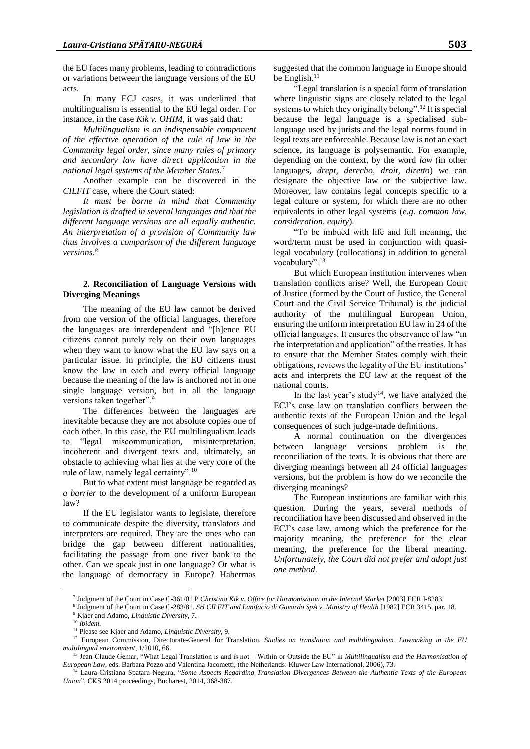the EU faces many problems, leading to contradictions or variations between the language versions of the EU acts.

In many ECJ cases, it was underlined that multilingualism is essential to the EU legal order. For instance, in the case *Kik v. OHIM*, it was said that:

*Multilingualism is an indispensable component of the effective operation of the rule of law in the Community legal order, since many rules of primary and secondary law have direct application in the national legal systems of the Member States.*[7]

Another example can be discovered in the *CILFIT* case, where the Court stated:

*It must be borne in mind that Community legislation is drafted in several languages and that the different language versions are all equally authentic. An interpretation of a provision of Community law thus involves a comparison of the different language versions.*[8]

## 2. Reconciliation of Language Versions with Diverging Meanings

The meaning of the EU law cannot be derived from one version of the official languages, therefore the languages are interdependent and "[h]ence EU citizens cannot purely rely on their own languages when they want to know what the EU law says on a particular issue. In principle, the EU citizens must know the law in each and every official language because the meaning of the law is anchored not in one single language version, but in all the language versions taken together".[9]

The differences between the languages are inevitable because they are not absolute copies one of each other. In this case, the EU multilingualism leads to "legal miscommunication, misinterpretation, incoherent and divergent texts and, ultimately, an obstacle to achieving what lies at the very core of the rule of law, namely legal certainty".[10]

But to what extent must language be regarded as *a barrier* to the development of a uniform European law?

If the EU legislator wants to legislate, therefore to communicate despite the diversity, translators and interpreters are required. They are the ones who can bridge the gap between different nationalities, facilitating the passage from one river bank to the other. Can we speak just in one language? Or what is the language of democracy in Europe? Habermas suggested that the common language in Europe should be English.[11]

"Legal translation is a special form of translation where linguistic signs are closely related to the legal systems to which they originally belong".[12] It is special because the legal language is a specialised sub-language used by jurists and the legal norms found in legal texts are enforceable. Because law is not an exact science, its language is polysemantic. For example, depending on the context, by the word *law* (in other languages, *drept, derecho, droit, diretto*) we can designate the objective law or the subjective law. Moreover, law contains legal concepts specific to a legal culture or system, for which there are no other equivalents in other legal systems (*e.g. common law, consideration, equity*).

"To be imbued with life and full meaning, the word/term must be used in conjunction with quasi-legal vocabulary (collocations) in addition to general vocabulary".[13]

But which European institution intervenes when translation conflicts arise? Well, the European Court of Justice (formed by the Court of Justice, the General Court and the Civil Service Tribunal) is the judicial authority of the multilingual European Union, ensuring the uniform interpretation EU law in 24 of the official languages. It ensures the observance of law "in the interpretation and application" of the treaties. It has to ensure that the Member States comply with their obligations, reviews the legality of the EU institutions' acts and interprets the EU law at the request of the national courts.

In the last year's study[14], we have analyzed the ECJ's case law on translation conflicts between the authentic texts of the European Union and the legal consequences of such judge-made definitions.

A normal continuation on the divergences between language versions problem is the reconciliation of the texts. It is obvious that there are diverging meanings between all 24 official languages versions, but the problem is how do we reconcile the diverging meanings?

The European institutions are familiar with this question. During the years, several methods of reconciliation have been discussed and observed in the ECJ's case law, among which the preference for the majority meaning, the preference for the clear meaning, the preference for the liberal meaning. *Unfortunately, the Court did not prefer and adopt just one method.*

---

[7] Judgment of the Court in Case C-361/01 P *Christina Kik v. Office for Harmonisation in the Internal Market* [2003] ECR I-8283.

[8] Judgment of the Court in Case C-283/81, *Srl CILFIT and Lanifacio di Gavardo SpA v. Ministry of Health* [1982] ECR 3415, par. 18.

[9] Kjaer and Adamo, *Linguistic Diversity*, 7.

[10] *Ibidem*.

[11] Please see Kjaer and Adamo, *Linguistic Diversity*, 9.

[12] European Commission, Directorate-General for Translation, *Studies on translation and multilingualism. Lawmaking in the EU multilingual environment*, 1/2010, 66.

[13] Jean-Claude Gemar, "What Legal Translation is and is not – Within or Outside the EU" in *Multilingualism and the Harmonisation of European Law*, eds. Barbara Pozzo and Valentina Jacometti, (the Netherlands: Kluwer Law International, 2006), 73.

[14] Laura-Cristiana Spataru-Negura, "*Some Aspects Regarding Translation Divergences Between the Authentic Texts of the European Union*", CKS 2014 proceedings, Bucharest, 2014, 368-387.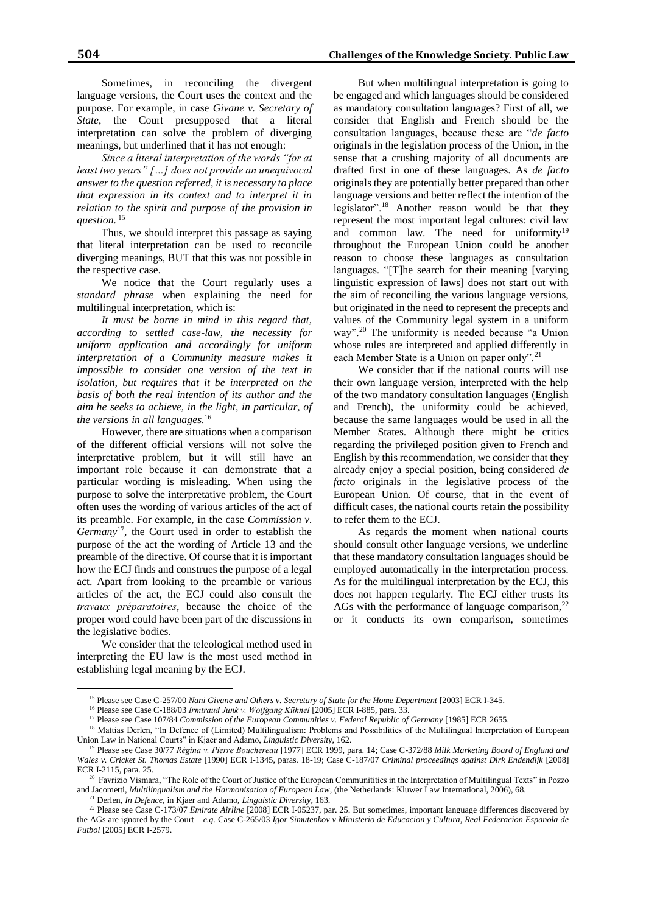Sometimes, in reconciling the divergent language versions, the Court uses the context and the purpose. For example, in case *Givane v. Secretary of State*, the Court presupposed that a literal interpretation can solve the problem of diverging meanings, but underlined that it has not enough:

*Since a literal interpretation of the words "for at least two years" […] does not provide an unequivocal answer to the question referred, it is necessary to place that expression in its context and to interpret it in relation to the spirit and purpose of the provision in question.* [15]

Thus, we should interpret this passage as saying that literal interpretation can be used to reconcile diverging meanings, BUT that this was not possible in the respective case.

We notice that the Court regularly uses a *standard phrase* when explaining the need for multilingual interpretation, which is:

*It must be borne in mind in this regard that, according to settled case-law, the necessity for uniform application and accordingly for uniform interpretation of a Community measure makes it impossible to consider one version of the text in isolation, but requires that it be interpreted on the basis of both the real intention of its author and the aim he seeks to achieve, in the light, in particular, of the versions in all languages.*[16]

However, there are situations when a comparison of the different official versions will not solve the interpretative problem, but it will still have an important role because it can demonstrate that a particular wording is misleading. When using the purpose to solve the interpretative problem, the Court often uses the wording of various articles of the act of its preamble. For example, in the case *Commission v. Germany*[17], the Court used in order to establish the purpose of the act the wording of Article 13 and the preamble of the directive. Of course that it is important how the ECJ finds and construes the purpose of a legal act. Apart from looking to the preamble or various articles of the act, the ECJ could also consult the *travaux préparatoires*, because the choice of the proper word could have been part of the discussions in the legislative bodies.

We consider that the teleological method used in interpreting the EU law is the most used method in establishing legal meaning by the ECJ.

But when multilingual interpretation is going to be engaged and which languages should be considered as mandatory consultation languages? First of all, we consider that English and French should be the consultation languages, because these are "*de facto* originals in the legislation process of the Union, in the sense that a crushing majority of all documents are drafted first in one of these languages. As *de facto* originals they are potentially better prepared than other language versions and better reflect the intention of the legislator".[18] Another reason would be that they represent the most important legal cultures: civil law and common law. The need for uniformity[19] throughout the European Union could be another reason to choose these languages as consultation languages. "[T]he search for their meaning [varying linguistic expression of laws] does not start out with the aim of reconciling the various language versions, but originated in the need to represent the precepts and values of the Community legal system in a uniform way".[20] The uniformity is needed because "a Union whose rules are interpreted and applied differently in each Member State is a Union on paper only".[21]

We consider that if the national courts will use their own language version, interpreted with the help of the two mandatory consultation languages (English and French), the uniformity could be achieved, because the same languages would be used in all the Member States. Although there might be critics regarding the privileged position given to French and English by this recommendation, we consider that they already enjoy a special position, being considered *de facto* originals in the legislative process of the European Union. Of course, that in the event of difficult cases, the national courts retain the possibility to refer them to the ECJ.

As regards the moment when national courts should consult other language versions, we underline that these mandatory consultation languages should be employed automatically in the interpretation process. As for the multilingual interpretation by the ECJ, this does not happen regularly. The ECJ either trusts its AGs with the performance of language comparison,[22] or it conducts its own comparison, sometimes

---

[15] Please see Case C-257/00 *Nani Givane and Others v. Secretary of State for the Home Department* [2003] ECR I-345.

[16] Please see Case C-188/03 *Irmtraud Junk v. Wolfgang Kūhnel* [2005] ECR I-885, para. 33.

[17] Please see Case 107/84 *Commission of the European Communities v. Federal Republic of Germany* [1985] ECR 2655.

[18] Mattias Derlen, "In Defence of (Limited) Multilingualism: Problems and Possibilities of the Multilingual Interpretation of European Union Law in National Courts" in Kjaer and Adamo, *Linguistic Diversity*, 162.

[19] Please see Case 30/77 *Régina v. Pierre Bouchereau* [1977] ECR 1999, para. 14; Case C-372/88 *Milk Marketing Board of England and Wales v. Cricket St. Thomas Estate* [1990] ECR I-1345, paras. 18-19; Case C-187/07 *Criminal proceedings against Dirk Endendijk* [2008] ECR I-2115, para. 25.

[20] Favrizio Vismara, "The Role of the Court of Justice of the European Communitities in the Interpretation of Multilingual Texts" in Pozzo and Jacometti, *Multilingualism and the Harmonisation of European Law*, (the Netherlands: Kluwer Law International, 2006), 68.

[21] Derlen, *In Defence*, in Kjaer and Adamo, *Linguistic Diversity*, 163.

[22] Please see Case C-173/07 *Emirate Airline* [2008] ECR I-05237, par. 25. But sometimes, important language differences discovered by the AGs are ignored by the Court – *e.g.* Case C-265/03 *Igor Simutenkov v Ministerio de Educacion y Cultura, Real Federacion Espanola de Futbol* [2005] ECR I-2579.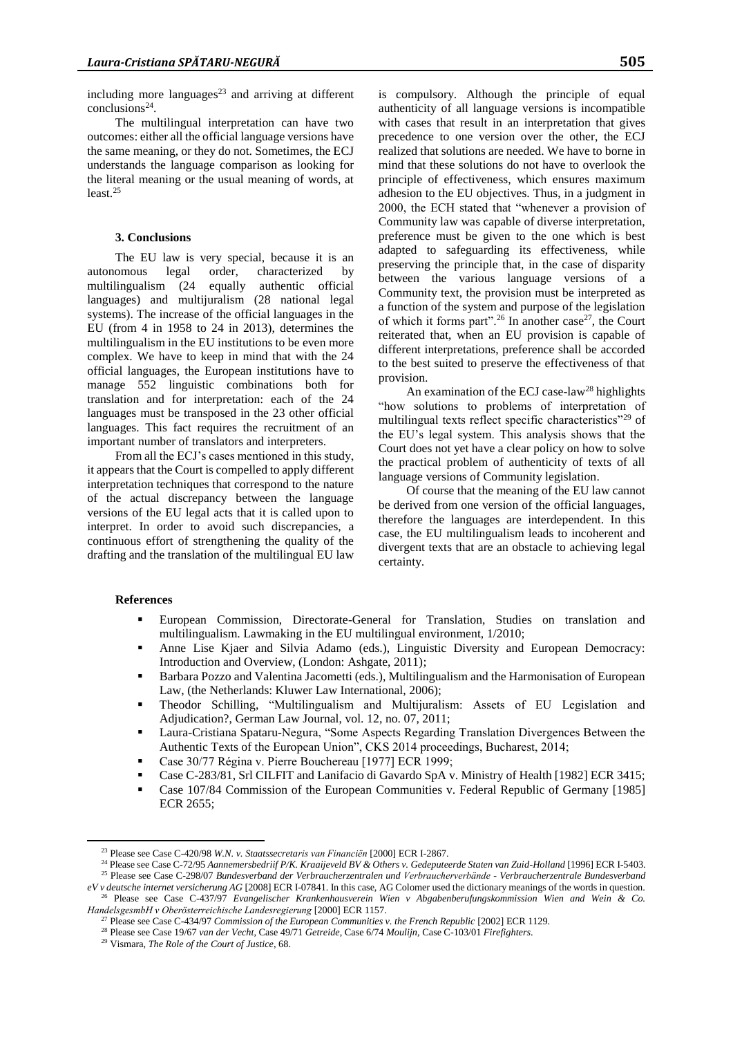including more languages[23] and arriving at different conclusions[24].

The multilingual interpretation can have two outcomes: either all the official language versions have the same meaning, or they do not. Sometimes, the ECJ understands the language comparison as looking for the literal meaning or the usual meaning of words, at least.[25]

### 3. Conclusions

The EU law is very special, because it is an autonomous legal order, characterized by multilingualism (24 equally authentic official languages) and multijuralism (28 national legal systems). The increase of the official languages in the EU (from 4 in 1958 to 24 in 2013), determines the multilingualism in the EU institutions to be even more complex. We have to keep in mind that with the 24 official languages, the European institutions have to manage 552 linguistic combinations both for translation and for interpretation: each of the 24 languages must be transposed in the 23 other official languages. This fact requires the recruitment of an important number of translators and interpreters.

From all the ECJ's cases mentioned in this study, it appears that the Court is compelled to apply different interpretation techniques that correspond to the nature of the actual discrepancy between the language versions of the EU legal acts that it is called upon to interpret. In order to avoid such discrepancies, a continuous effort of strengthening the quality of the drafting and the translation of the multilingual EU law is compulsory. Although the principle of equal authenticity of all language versions is incompatible with cases that result in an interpretation that gives precedence to one version over the other, the ECJ realized that solutions are needed. We have to borne in mind that these solutions do not have to overlook the principle of effectiveness, which ensures maximum adhesion to the EU objectives. Thus, in a judgment in 2000, the ECH stated that "whenever a provision of Community law was capable of diverse interpretation, preference must be given to the one which is best adapted to safeguarding its effectiveness, while preserving the principle that, in the case of disparity between the various language versions of a Community text, the provision must be interpreted as a function of the system and purpose of the legislation of which it forms part".[26] In another case[27], the Court reiterated that, when an EU provision is capable of different interpretations, preference shall be accorded to the best suited to preserve the effectiveness of that provision.

An examination of the ECJ case-law[28] highlights "how solutions to problems of interpretation of multilingual texts reflect specific characteristics"[29] of the EU's legal system. This analysis shows that the Court does not yet have a clear policy on how to solve the practical problem of authenticity of texts of all language versions of Community legislation.

Of course that the meaning of the EU law cannot be derived from one version of the official languages, therefore the languages are interdependent. In this case, the EU multilingualism leads to incoherent and divergent texts that are an obstacle to achieving legal certainty.

### References

- European Commission, Directorate-General for Translation, Studies on translation and multilingualism. Lawmaking in the EU multilingual environment, 1/2010;
- Anne Lise Kjaer and Silvia Adamo (eds.), Linguistic Diversity and European Democracy: Introduction and Overview, (London: Ashgate, 2011);
- Barbara Pozzo and Valentina Jacometti (eds.), Multilingualism and the Harmonisation of European Law, (the Netherlands: Kluwer Law International, 2006);
- Theodor Schilling, "Multilingualism and Multijuralism: Assets of EU Legislation and Adjudication?, German Law Journal, vol. 12, no. 07, 2011;
- Laura-Cristiana Spataru-Negura, "Some Aspects Regarding Translation Divergences Between the Authentic Texts of the European Union", CKS 2014 proceedings, Bucharest, 2014;
- Case 30/77 Régina v. Pierre Bouchereau [1977] ECR 1999;
- Case C-283/81, Srl CILFIT and Lanifacio di Gavardo SpA v. Ministry of Health [1982] ECR 3415;
- Case 107/84 Commission of the European Communities v. Federal Republic of Germany [1985] ECR 2655;

---

[23] Please see Case C-420/98 *W.N. v. Staatssecretaris van Financiën* [2000] ECR I-2867.

[24] Please see Case C-72/95 *Aannemersbedrijf P/K. Kraaijeveld BV & Others v. Gedeputeerde Staten van Zuid-Holland* [1996] ECR I-5403.

[25] Please see Case C-298/07 *Bundesverband der Verbraucherzentralen und Verbraucherverbände - Verbraucherzentrale Bundesverband eV v deutsche internet versicherung AG* [2008] ECR I-07841. In this case, AG Colomer used the dictionary meanings of the words in question.

[26] Please see Case C-437/97 *Evangelischer Krankenhausverein Wien v Abgabenberufungskommission Wien and Wein & Co. HandelsgesmbH v Oberösterreichische Landesregierung* [2000] ECR 1157.

[27] Please see Case C-434/97 *Commission of the European Communities v. the French Republic* [2002] ECR 1129.

[28] Please see Case 19/67 *van der Vecht*, Case 49/71 *Getreide*, Case 6/74 *Moulijn*, Case C-103/01 *Firefighters*.

[29] Vismara, *The Role of the Court of Justice*, 68.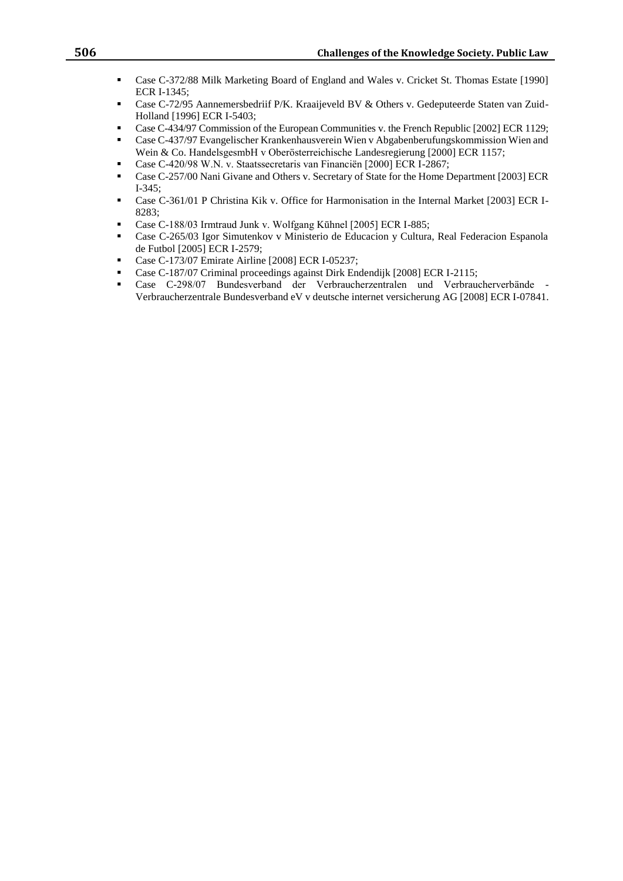- Case C-372/88 Milk Marketing Board of England and Wales v. Cricket St. Thomas Estate [1990] ECR I-1345;
- Case C-72/95 Aannemersbedriif P/K. Kraaijeveld BV & Others v. Gedeputeerde Staten van Zuid-Holland [1996] ECR I-5403;
- Case C-434/97 Commission of the European Communities v. the French Republic [2002] ECR 1129;
- Case C-437/97 Evangelischer Krankenhausverein Wien v Abgabenberufungskommission Wien and Wein & Co. HandelsgesmbH v Oberösterreichische Landesregierung [2000] ECR 1157;
- Case C-420/98 W.N. v. Staatssecretaris van Financiën [2000] ECR I-2867;
- Case C-257/00 Nani Givane and Others v. Secretary of State for the Home Department [2003] ECR I-345;
- Case C-361/01 P Christina Kik v. Office for Harmonisation in the Internal Market [2003] ECR I-8283;
- Case C-188/03 Irmtraud Junk v. Wolfgang Kūhnel [2005] ECR I-885;
- Case C-265/03 Igor Simutenkov v Ministerio de Educacion y Cultura, Real Federacion Espanola de Futbol [2005] ECR I-2579;
- Case C-173/07 Emirate Airline [2008] ECR I-05237;
- Case C-187/07 Criminal proceedings against Dirk Endendijk [2008] ECR I-2115;
- Case C-298/07 Bundesverband der Verbraucherzentralen und Verbraucherverbände - Verbraucherzentrale Bundesverband eV v deutsche internet versicherung AG [2008] ECR I-07841.